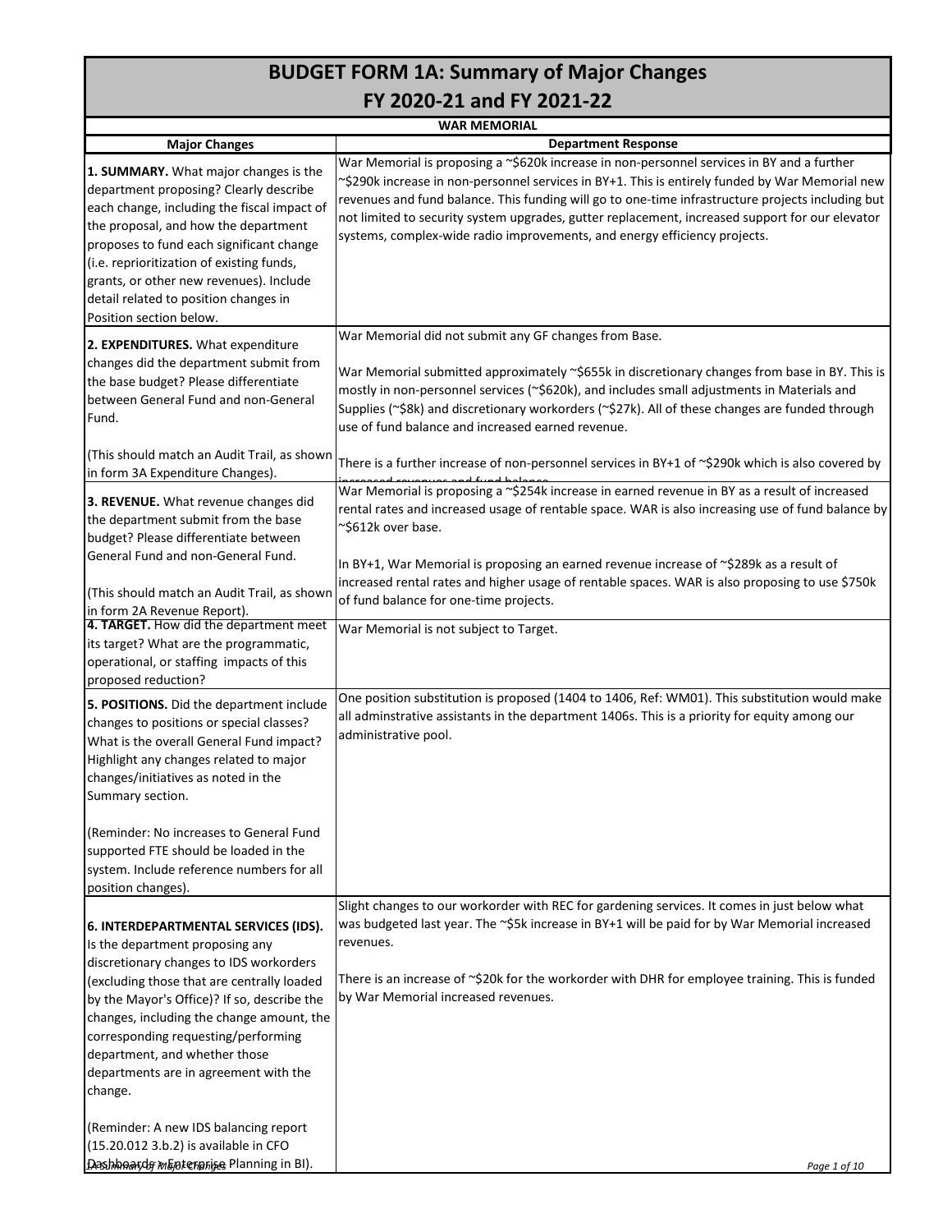# BUDGET FORM 1A: Summary of Major Changes
## FY 2020-21 and FY 2021-22

**WAR MEMORIAL**

| Major Changes | Department Response |
|---|---|
| **1. SUMMARY.** What major changes is the department proposing? Clearly describe each change, including the fiscal impact of the proposal, and how the department proposes to fund each significant change (i.e. reprioritization of existing funds, grants, or other new revenues). Include detail related to position changes in Position section below. | War Memorial is proposing a ~$620k increase in non-personnel services in BY and a further ~$290k increase in non-personnel services in BY+1. This is entirely funded by War Memorial new revenues and fund balance. This funding will go to one-time infrastructure projects including but not limited to security system upgrades, gutter replacement, increased support for our elevator systems, complex-wide radio improvements, and energy efficiency projects. |
| **2. EXPENDITURES.** What expenditure changes did the department submit from the base budget? Please differentiate between General Fund and non-General Fund.<br><br>(This should match an Audit Trail, as shown in form 3A Expenditure Changes). | War Memorial did not submit any GF changes from Base.<br><br>War Memorial submitted approximately ~$655k in discretionary changes from base in BY. This is mostly in non-personnel services (~$620k), and includes small adjustments in Materials and Supplies (~$8k) and discretionary workorders (~$27k). All of these changes are funded through use of fund balance and increased earned revenue.<br><br>There is a further increase of non-personnel services in BY+1 of ~$290k which is also covered by increased revenues and fund balance. |
| **3. REVENUE.** What revenue changes did the department submit from the base budget? Please differentiate between General Fund and non-General Fund.<br><br>(This should match an Audit Trail, as shown in form 2A Revenue Report). | War Memorial is proposing a ~$254k increase in earned revenue in BY as a result of increased rental rates and increased usage of rentable space. WAR is also increasing use of fund balance by ~$612k over base.<br><br>In BY+1, War Memorial is proposing an earned revenue increase of ~$289k as a result of increased rental rates and higher usage of rentable spaces. WAR is also proposing to use $750k of fund balance for one-time projects. |
| **4. TARGET.** How did the department meet its target? What are the programmatic, operational, or staffing impacts of this proposed reduction? | War Memorial is not subject to Target. |
| **5. POSITIONS.** Did the department include changes to positions or special classes? What is the overall General Fund impact? Highlight any changes related to major changes/initiatives as noted in the Summary section.<br><br>(Reminder: No increases to General Fund supported FTE should be loaded in the system. Include reference numbers for all position changes). | One position substitution is proposed (1404 to 1406, Ref: WM01). This substitution would make all adminstrative assistants in the department 1406s. This is a priority for equity among our administrative pool. |
| **6. INTERDEPARTMENTAL SERVICES (IDS).** Is the department proposing any discretionary changes to IDS workorders (excluding those that are centrally loaded by the Mayor's Office)? If so, describe the changes, including the change amount, the corresponding requesting/performing department, and whether those departments are in agreement with the change.<br><br>(Reminder: A new IDS balancing report (15.20.012 3.b.2) is available in CFO Dashboards > Enterprise Planning in BI). | Slight changes to our workorder with REC for gardening services. It comes in just below what was budgeted last year. The ~$5k increase in BY+1 will be paid for by War Memorial increased revenues.<br><br>There is an increase of ~$20k for the workorder with DHR for employee training. This is funded by War Memorial increased revenues. |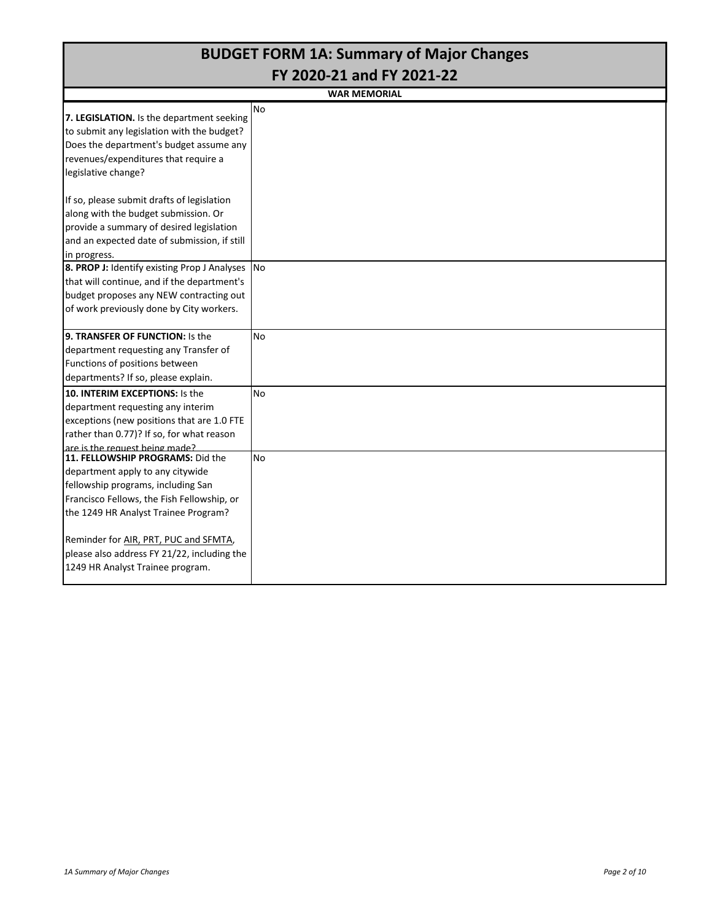# BUDGET FORM 1A: Summary of Major Changes
## FY 2020-21 and FY 2021-22

**WAR MEMORIAL**

| | |
|---|---|
| **7. LEGISLATION.** Is the department seeking to submit any legislation with the budget? Does the department's budget assume any revenues/expenditures that require a legislative change?<br><br>If so, please submit drafts of legislation along with the budget submission. Or provide a summary of desired legislation and an expected date of submission, if still in progress. | No |
| **8. PROP J:** Identify existing Prop J Analyses that will continue, and if the department's budget proposes any NEW contracting out of work previously done by City workers. | No |
| **9. TRANSFER OF FUNCTION:** Is the department requesting any Transfer of Functions of positions between departments? If so, please explain. | No |
| **10. INTERIM EXCEPTIONS:** Is the department requesting any interim exceptions (new positions that are 1.0 FTE rather than 0.77)? If so, for what reason are is the request being made? | No |
| **11. FELLOWSHIP PROGRAMS:** Did the department apply to any citywide fellowship programs, including San Francisco Fellows, the Fish Fellowship, or the 1249 HR Analyst Trainee Program?<br><br>Reminder for AIR, PRT, PUC and SFMTA, please also address FY 21/22, including the 1249 HR Analyst Trainee program. | No |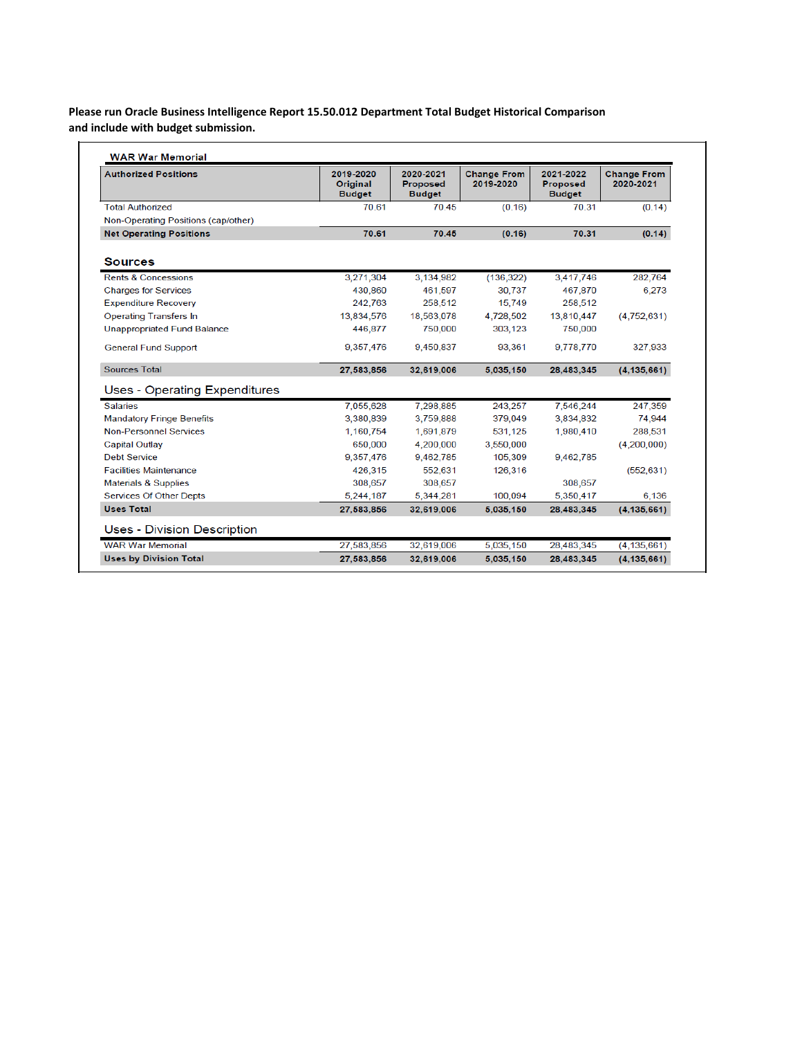**Please run Oracle Business Intelligence Report 15.50.012 Department Total Budget Historical Comparison and include with budget submission.**

**WAR War Memorial**

| Authorized Positions | 2019-2020 Original Budget | 2020-2021 Proposed Budget | Change From 2019-2020 | 2021-2022 Proposed Budget | Change From 2020-2021 |
|---|---|---|---|---|---|
| Total Authorized | 70.61 | 70.45 | (0.16) | 70.31 | (0.14) |
| Non-Operating Positions (cap/other) | | | | | |
| **Net Operating Positions** | **70.61** | **70.45** | **(0.16)** | **70.31** | **(0.14)** |
| **Sources** | | | | | |
| Rents & Concessions | 3,271,304 | 3,134,982 | (136,322) | 3,417,746 | 282,764 |
| Charges for Services | 430,860 | 461,597 | 30,737 | 467,870 | 6,273 |
| Expenditure Recovery | 242,763 | 258,512 | 15,749 | 258,512 | |
| Operating Transfers In | 13,834,576 | 18,563,078 | 4,728,502 | 13,810,447 | (4,752,631) |
| Unappropriated Fund Balance | 446,877 | 750,000 | 303,123 | 750,000 | |
| General Fund Support | 9,357,476 | 9,450,837 | 93,361 | 9,778,770 | 327,933 |
| Sources Total | **27,583,856** | **32,619,006** | **5,035,150** | **28,483,345** | **(4,135,661)** |
| **Uses - Operating Expenditures** | | | | | |
| Salaries | 7,055,628 | 7,298,885 | 243,257 | 7,546,244 | 247,359 |
| Mandatory Fringe Benefits | 3,380,839 | 3,759,888 | 379,049 | 3,834,832 | 74,944 |
| Non-Personnel Services | 1,160,754 | 1,691,879 | 531,125 | 1,980,410 | 288,531 |
| Capital Outlay | 650,000 | 4,200,000 | 3,550,000 | | (4,200,000) |
| Debt Service | 9,357,476 | 9,462,785 | 105,309 | 9,462,785 | |
| Facilities Maintenance | 426,315 | 552,631 | 126,316 | | (552,631) |
| Materials & Supplies | 308,657 | 308,657 | | 308,657 | |
| Services Of Other Depts | 5,244,187 | 5,344,281 | 100,094 | 5,350,417 | 6,136 |
| **Uses Total** | **27,583,856** | **32,619,006** | **5,035,150** | **28,483,345** | **(4,135,661)** |
| **Uses - Division Description** | | | | | |
| WAR War Memorial | 27,583,856 | 32,619,006 | 5,035,150 | 28,483,345 | (4,135,661) |
| **Uses by Division Total** | **27,583,856** | **32,619,006** | **5,035,150** | **28,483,345** | **(4,135,661)** |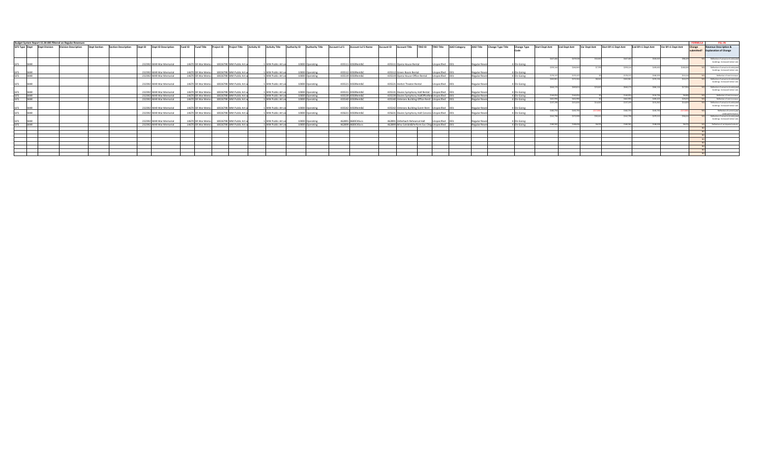**Budget System Report 15.30.085 filtered on Regular Revenues**

| GFS Type | Dept | Dept Division | Division Description | Dept Section | Section Description | Dept ID | Dept ID Description | Fund ID | Fund Title | Project ID | Project Title | Activity ID | Activity Title | Authority ID | Authority Title | Account Lvl 5 | Account Lvl 5 Name | Account ID | Account Title | TRIO ID | TRIO Title | AAO Category | AAO Title | Change Type Title | Change Type Code | Start Dept Amt | End Dept Amt | Var Dept Amt | Start BY+1 Dept Amt | End BY+1 Dept Amt | Var BY+1 Dept Amt | FORMULA Change submitted? | FILL IN Revenue Description & Explanation of Change |
|---|---|---|---|---|---|---|---|---|---|---|---|---|---|---|---|---|---|---|---|---|---|---|---|---|---|---|---|---|---|---|---|---|---|
| GFS | WAR | | | | | 232392 | WAR War Memorial | 14670 | SR War Memo | 10026798 | WM Public Art a | 1 | WM Public Art an | 10000 | Operating | 435511 | 435RentB&C | 435511 | Opera House Rental | | Unspecified | D01 | Regular Reven | 4 | On-Going | $447,666 | $470,108 | $22,442 | $447,666 | $500,345 | $52,679 | YES | Reflective of actual and anticipated bookings. Increased rental rate. |
| GFS | WAR | | | | | 232392 | WAR War Memorial | 14670 | SR War Memo | 10026798 | WM Public Art a | 1 | WM Public Art an | 10000 | Operating | 435512 | 435RentB&C | 435512 | Green Room Rental | | Unspecified | D01 | Regular Reven | 4 | On-Going | $239,144 | $246,643 | $7,499 | $239,144 | $145,453 | $146,908 | YES | Reflective of actual and anticipated bookings. Increased rental rate. |
| GFS | WAR | | | | | 232392 | WAR War Memorial | 14670 | SR War Memo | 10026798 | WM Public Art a | 1 | WM Public Art an | 10000 | Operating | 435519 | 435RentB&C | 435519 | Opera House Office Rental | | Unspecified | D01 | Regular Reven | 4 | On-Going | $179,137 | $179,137 | $0 | $179,137 | $185,515 | $6,378 | YES | Reflective of rent increases |
| GFS | WAR | | | | | 232392 | WAR War Memorial | 14670 | SR War Memo | 10026798 | WM Public Art a | 1 | WM Public Art an | 10000 | Operating | 435521 | 435RentB&C | 435521 | Herbst Theater Rental | | Unspecified | D01 | Regular Reven | 4 | On-Going | $263,965 | $272,504 | $8,539 | $263,965 | $276,154 | $12,189 | YES | Reflective of actual and anticipated bookings. Increased rental rate. |
| GFS | WAR | | | | | 232392 | WAR War Memorial | 14670 | SR War Memo | 10026798 | WM Public Art a | 1 | WM Public Art an | 10000 | Operating | 435531 | 435RentB&C | 435531 | Davies Symphony Hall Rental | | Unspecified | D01 | Regular Reven | 4 | On-Going | $666,176 | $691,815 | $25,639 | $666,176 | $683,110 | $17,934 | YES | Reflective of actual and anticipated bookings. Increased rental rate. |
| GFS | WAR | | | | | 232392 | WAR War Memorial | 14670 | SR War Memo | 10026798 | WM Public Art a | 1 | WM Public Art an | 10000 | Operating | 435539 | 435RentB&C | 435539 | Davies Symphony HallOfficeRent | | Unspecified | D01 | Regular Reven | 4 | On-Going | $144,854 | $144,854 | $0 | $144,854 | $150,704 | $5,850 | YES | Reflective of rent increases |
| GFS | WAR | | | | | 232392 | WAR War Memorial | 14670 | SR War Memo | 10026798 | WM Public Art a | 1 | WM Public Art an | 10000 | Operating | 435540 | 435RentB&C | 435540 | Veterans Building Office Rent | | Unspecified | D01 | Regular Reven | 4 | On-Going | $412,990 | $412,990 | $0 | $412,990 | $436,227 | $23,237 | YES | Reflective of rent increases |
| GFS | WAR | | | | | 232392 | WAR War Memorial | 14670 | SR War Memo | 10026798 | WM Public Art a | 1 | WM Public Art an | 10000 | Operating | 435542 | 435RentB&C | 435542 | Veterans Building Event Rent | | Unspecified | D01 | Regular Reven | 4 | On-Going | $177,290 | $191,810 | $14,520 | $177,290 | $191,915 | $14,625 | YES | Reflective of actual and anticipated bookings. Increased rental rate. |
| GFS | WAR | | | | | 232392 | WAR War Memorial | 14670 | SR War Memo | 10026798 | WM Public Art a | 1 | WM Public Art an | 10000 | Operating | 435631 | 435RentB&C | 435631 | Davies Symphony Hall Concess | | Unspecified | D01 | Regular Reven | 4 | On-Going | $262,750 | $241,750 | ($21,000) | $262,750 | $240,750 | ($22,000) | YES | Reflective of current year underperformance. |
| GFS | WAR | | | | | 232392 | WAR War Memorial | 14670 | SR War Memo | 10026798 | WM Public Art a | 1 | WM Public Art an | 10000 | Operating | 462891 | 4628CEvcs | 462891 | Zellerbach Rehearsal Hall | | Unspecified | D01 | Regular Reven | 4 | On-Going | $262,798 | $272,939 | $10,141 | $262,798 | $279,114 | $16,316 | YES | Reflective of actual and anticipated bookings. Increased rental rate. |
| GFS | WAR | | | | | 232392 | WAR War Memorial | 14670 | SR War Memo | 10026798 | WM Public Art a | 1 | WM Public Art an | 10000 | Operating | 462899 | 4628CEvcs | 462899 | Misc Exhibit&Perform Svc Chrg | | Unspecified | D01 | Regular Reven | 4 | On-Going | $180,582 | $186,639 | $6,057 | $180,582 | $186,639 | $6,057 | YES | Reflective of anticipated activity |
| | | | | | | | | | | | | | | | | | | | | | | | | | | | | | | | | NO | |
| | | | | | | | | | | | | | | | | | | | | | | | | | | | | | | | | NO | |
| | | | | | | | | | | | | | | | | | | | | | | | | | | | | | | | | NO | |
| | | | | | | | | | | | | | | | | | | | | | | | | | | | | | | | | NO | |
| | | | | | | | | | | | | | | | | | | | | | | | | | | | | | | | | NO | |
| | | | | | | | | | | | | | | | | | | | | | | | | | | | | | | | | NO | |
| | | | | | | | | | | | | | | | | | | | | | | | | | | | | | | | | NO | |
| | | | | | | | | | | | | | | | | | | | | | | | | | | | | | | | | NO | |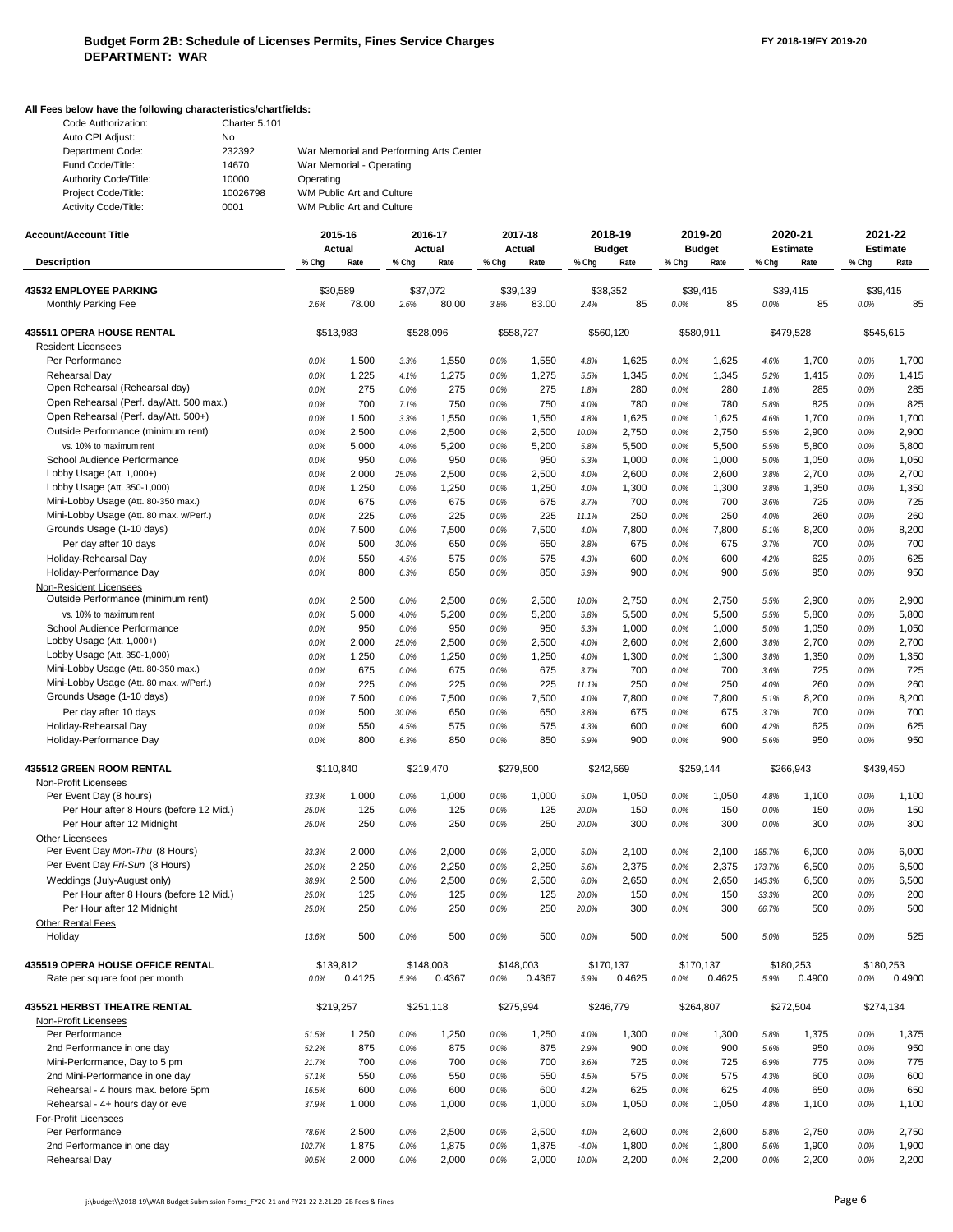**Budget Form 2B: Schedule of Licenses Permits, Fines Service Charges** **FY 2018-19/FY 2019-20**
**DEPARTMENT: WAR**

**All Fees below have the following characteristics/chartfields:**

| | | |
|---|---|---|
| Code Authorization: | Charter 5.101 | |
| Auto CPI Adjust: | No | |
| Department Code: | 232392 | War Memorial and Performing Arts Center |
| Fund Code/Title: | 14670 | War Memorial - Operating |
| Authority Code/Title: | 10000 | Operating |
| Project Code/Title: | 10026798 | WM Public Art and Culture |
| Activity Code/Title: | 0001 | WM Public Art and Culture |

| Account/Account Title | 2015-16 Actual | | 2016-17 Actual | | 2017-18 Actual | | 2018-19 Budget | | 2019-20 Budget | | 2020-21 Estimate | | 2021-22 Estimate | |
|---|---|---|---|---|---|---|---|---|---|---|---|---|---|---|
| **Description** | **% Chg** | **Rate** | **% Chg** | **Rate** | **% Chg** | **Rate** | **% Chg** | **Rate** | **% Chg** | **Rate** | **% Chg** | **Rate** | **% Chg** | **Rate** |
| **43532 EMPLOYEE PARKING** | $30,589 | | $37,072 | | $39,139 | | $38,352 | | $39,415 | | $39,415 | | $39,415 | |
| Monthly Parking Fee | 2.6% | 78.00 | 2.6% | 80.00 | 3.8% | 83.00 | 2.4% | 85 | 0.0% | 85 | 0.0% | 85 | 0.0% | 85 |
| **435511 OPERA HOUSE RENTAL** | $513,983 | | $528,096 | | $558,727 | | $560,120 | | $580,911 | | $479,528 | | $545,615 | |
| Resident Licensees | | | | | | | | | | | | | | |
| Per Performance | 0.0% | 1,500 | 3.3% | 1,550 | 0.0% | 1,550 | 4.8% | 1,625 | 0.0% | 1,625 | 4.6% | 1,700 | 0.0% | 1,700 |
| Rehearsal Day | 0.0% | 1,225 | 4.1% | 1,275 | 0.0% | 1,275 | 5.5% | 1,345 | 0.0% | 1,345 | 5.2% | 1,415 | 0.0% | 1,415 |
| Open Rehearsal (Rehearsal day) | 0.0% | 275 | 0.0% | 275 | 0.0% | 275 | 1.8% | 280 | 0.0% | 280 | 1.8% | 285 | 0.0% | 285 |
| Open Rehearsal (Perf. day/Att. 500 max.) | 0.0% | 700 | 7.1% | 750 | 0.0% | 750 | 4.0% | 780 | 0.0% | 780 | 5.8% | 825 | 0.0% | 825 |
| Open Rehearsal (Perf. day/Att. 500+) | 0.0% | 1,500 | 3.3% | 1,550 | 0.0% | 1,550 | 4.8% | 1,625 | 0.0% | 1,625 | 4.6% | 1,700 | 0.0% | 1,700 |
| Outside Performance (minimum rent) | 0.0% | 2,500 | 0.0% | 2,500 | 0.0% | 2,500 | 10.0% | 2,750 | 0.0% | 2,750 | 5.5% | 2,900 | 0.0% | 2,900 |
| vs. 10% to maximum rent | 0.0% | 5,000 | 4.0% | 5,200 | 0.0% | 5,200 | 5.8% | 5,500 | 0.0% | 5,500 | 5.5% | 5,800 | 0.0% | 5,800 |
| School Audience Performance | 0.0% | 950 | 0.0% | 950 | 0.0% | 950 | 5.3% | 1,000 | 0.0% | 1,000 | 5.0% | 1,050 | 0.0% | 1,050 |
| Lobby Usage (Att. 1,000+) | 0.0% | 2,000 | 25.0% | 2,500 | 0.0% | 2,500 | 4.0% | 2,600 | 0.0% | 2,600 | 3.8% | 2,700 | 0.0% | 2,700 |
| Lobby Usage (Att. 350-1,000) | 0.0% | 1,250 | 0.0% | 1,250 | 0.0% | 1,250 | 4.0% | 1,300 | 0.0% | 1,300 | 3.8% | 1,350 | 0.0% | 1,350 |
| Mini-Lobby Usage (Att. 80-350 max.) | 0.0% | 675 | 0.0% | 675 | 0.0% | 675 | 3.7% | 700 | 0.0% | 700 | 3.6% | 725 | 0.0% | 725 |
| Mini-Lobby Usage (Att. 80 max. w/Perf.) | 0.0% | 225 | 0.0% | 225 | 0.0% | 225 | 11.1% | 250 | 0.0% | 250 | 4.0% | 260 | 0.0% | 260 |
| Grounds Usage (1-10 days) | 0.0% | 7,500 | 0.0% | 7,500 | 0.0% | 7,500 | 4.0% | 7,800 | 0.0% | 7,800 | 5.1% | 8,200 | 0.0% | 8,200 |
| Per day after 10 days | 0.0% | 500 | 30.0% | 650 | 0.0% | 650 | 3.8% | 675 | 0.0% | 675 | 3.7% | 700 | 0.0% | 700 |
| Holiday-Rehearsal Day | 0.0% | 550 | 4.5% | 575 | 0.0% | 575 | 4.3% | 600 | 0.0% | 600 | 4.2% | 625 | 0.0% | 625 |
| Holiday-Performance Day | 0.0% | 800 | 6.3% | 850 | 0.0% | 850 | 5.9% | 900 | 0.0% | 900 | 5.6% | 950 | 0.0% | 950 |
| Non-Resident Licensees | | | | | | | | | | | | | | |
| Outside Performance (minimum rent) | 0.0% | 2,500 | 0.0% | 2,500 | 0.0% | 2,500 | 10.0% | 2,750 | 0.0% | 2,750 | 5.5% | 2,900 | 0.0% | 2,900 |
| vs. 10% to maximum rent | 0.0% | 5,000 | 4.0% | 5,200 | 0.0% | 5,200 | 5.8% | 5,500 | 0.0% | 5,500 | 5.5% | 5,800 | 0.0% | 5,800 |
| School Audience Performance | 0.0% | 950 | 0.0% | 950 | 0.0% | 950 | 5.3% | 1,000 | 0.0% | 1,000 | 5.0% | 1,050 | 0.0% | 1,050 |
| Lobby Usage (Att. 1,000+) | 0.0% | 2,000 | 25.0% | 2,500 | 0.0% | 2,500 | 4.0% | 2,600 | 0.0% | 2,600 | 3.8% | 2,700 | 0.0% | 2,700 |
| Lobby Usage (Att. 350-1,000) | 0.0% | 1,250 | 0.0% | 1,250 | 0.0% | 1,250 | 4.0% | 1,300 | 0.0% | 1,300 | 3.8% | 1,350 | 0.0% | 1,350 |
| Mini-Lobby Usage (Att. 80-350 max.) | 0.0% | 675 | 0.0% | 675 | 0.0% | 675 | 3.7% | 700 | 0.0% | 700 | 3.6% | 725 | 0.0% | 725 |
| Mini-Lobby Usage (Att. 80 max. w/Perf.) | 0.0% | 225 | 0.0% | 225 | 0.0% | 225 | 11.1% | 250 | 0.0% | 250 | 4.0% | 260 | 0.0% | 260 |
| Grounds Usage (1-10 days) | 0.0% | 7,500 | 0.0% | 7,500 | 0.0% | 7,500 | 4.0% | 7,800 | 0.0% | 7,800 | 5.1% | 8,200 | 0.0% | 8,200 |
| Per day after 10 days | 0.0% | 500 | 30.0% | 650 | 0.0% | 650 | 3.8% | 675 | 0.0% | 675 | 3.7% | 700 | 0.0% | 700 |
| Holiday-Rehearsal Day | 0.0% | 550 | 4.5% | 575 | 0.0% | 575 | 4.3% | 600 | 0.0% | 600 | 4.2% | 625 | 0.0% | 625 |
| Holiday-Performance Day | 0.0% | 800 | 6.3% | 850 | 0.0% | 850 | 5.9% | 900 | 0.0% | 900 | 5.6% | 950 | 0.0% | 950 |
| **435512 GREEN ROOM RENTAL** | $110,840 | | $219,470 | | $279,500 | | $242,569 | | $259,144 | | $266,943 | | $439,450 | |
| Non-Profit Licensees | | | | | | | | | | | | | | |
| Per Event Day (8 hours) | 33.3% | 1,000 | 0.0% | 1,000 | 0.0% | 1,000 | 5.0% | 1,050 | 0.0% | 1,050 | 4.8% | 1,100 | 0.0% | 1,100 |
| Per Hour after 8 Hours (before 12 Mid.) | 25.0% | 125 | 0.0% | 125 | 0.0% | 125 | 20.0% | 150 | 0.0% | 150 | 0.0% | 150 | 0.0% | 150 |
| Per Hour after 12 Midnight | 25.0% | 250 | 0.0% | 250 | 0.0% | 250 | 20.0% | 300 | 0.0% | 300 | 0.0% | 300 | 0.0% | 300 |
| Other Licensees | | | | | | | | | | | | | | |
| Per Event Day *Mon-Thu* (8 Hours) | 33.3% | 2,000 | 0.0% | 2,000 | 0.0% | 2,000 | 5.0% | 2,100 | 0.0% | 2,100 | 185.7% | 6,000 | 0.0% | 6,000 |
| Per Event Day *Fri-Sun* (8 Hours) | 25.0% | 2,250 | 0.0% | 2,250 | 0.0% | 2,250 | 5.6% | 2,375 | 0.0% | 2,375 | 173.7% | 6,500 | 0.0% | 6,500 |
| Weddings (July-August only) | 38.9% | 2,500 | 0.0% | 2,500 | 0.0% | 2,500 | 6.0% | 2,650 | 0.0% | 2,650 | 145.3% | 6,500 | 0.0% | 6,500 |
| Per Hour after 8 Hours (before 12 Mid.) | 25.0% | 125 | 0.0% | 125 | 0.0% | 125 | 20.0% | 150 | 0.0% | 150 | 33.3% | 200 | 0.0% | 200 |
| Per Hour after 12 Midnight | 25.0% | 250 | 0.0% | 250 | 0.0% | 250 | 20.0% | 300 | 0.0% | 300 | 66.7% | 500 | 0.0% | 500 |
| Other Rental Fees | | | | | | | | | | | | | | |
| Holiday | 13.6% | 500 | 0.0% | 500 | 0.0% | 500 | 0.0% | 500 | 0.0% | 500 | 5.0% | 525 | 0.0% | 525 |
| **435519 OPERA HOUSE OFFICE RENTAL** | $139,812 | | $148,003 | | $148,003 | | $170,137 | | $170,137 | | $180,253 | | $180,253 | |
| Rate per square foot per month | 0.0% | 0.4125 | 5.9% | 0.4367 | 0.0% | 0.4367 | 5.9% | 0.4625 | 0.0% | 0.4625 | 5.9% | 0.4900 | 0.0% | 0.4900 |
| **435521 HERBST THEATRE RENTAL** | $219,257 | | $251,118 | | $275,994 | | $246,779 | | $264,807 | | $272,504 | | $274,134 | |
| Non-Profit Licensees | | | | | | | | | | | | | | |
| Per Performance | 51.5% | 1,250 | 0.0% | 1,250 | 0.0% | 1,250 | 4.0% | 1,300 | 0.0% | 1,300 | 5.8% | 1,375 | 0.0% | 1,375 |
| 2nd Performance in one day | 52.2% | 875 | 0.0% | 875 | 0.0% | 875 | 2.9% | 900 | 0.0% | 900 | 5.6% | 950 | 0.0% | 950 |
| Mini-Performance, Day to 5 pm | 21.7% | 700 | 0.0% | 700 | 0.0% | 700 | 3.6% | 725 | 0.0% | 725 | 6.9% | 775 | 0.0% | 775 |
| 2nd Mini-Performance in one day | 57.1% | 550 | 0.0% | 550 | 0.0% | 550 | 4.5% | 575 | 0.0% | 575 | 4.3% | 600 | 0.0% | 600 |
| Rehearsal - 4 hours max. before 5pm | 16.5% | 600 | 0.0% | 600 | 0.0% | 600 | 4.2% | 625 | 0.0% | 625 | 4.0% | 650 | 0.0% | 650 |
| Rehearsal - 4+ hours day or eve | 37.9% | 1,000 | 0.0% | 1,000 | 0.0% | 1,000 | 5.0% | 1,050 | 0.0% | 1,050 | 4.8% | 1,100 | 0.0% | 1,100 |
| For-Profit Licensees | | | | | | | | | | | | | | |
| Per Performance | 78.6% | 2,500 | 0.0% | 2,500 | 0.0% | 2,500 | 4.0% | 2,600 | 0.0% | 2,600 | 5.8% | 2,750 | 0.0% | 2,750 |
| 2nd Performance in one day | 102.7% | 1,875 | 0.0% | 1,875 | 0.0% | 1,875 | -4.0% | 1,800 | 0.0% | 1,800 | 5.6% | 1,900 | 0.0% | 1,900 |
| Rehearsal Day | 90.5% | 2,000 | 0.0% | 2,000 | 0.0% | 2,000 | 10.0% | 2,200 | 0.0% | 2,200 | 0.0% | 2,200 | 0.0% | 2,200 |

j:\budget\\2018-19\WAR Budget Submission Forms_FY20-21 and FY21-22 2.21.20 2B Fees & Fines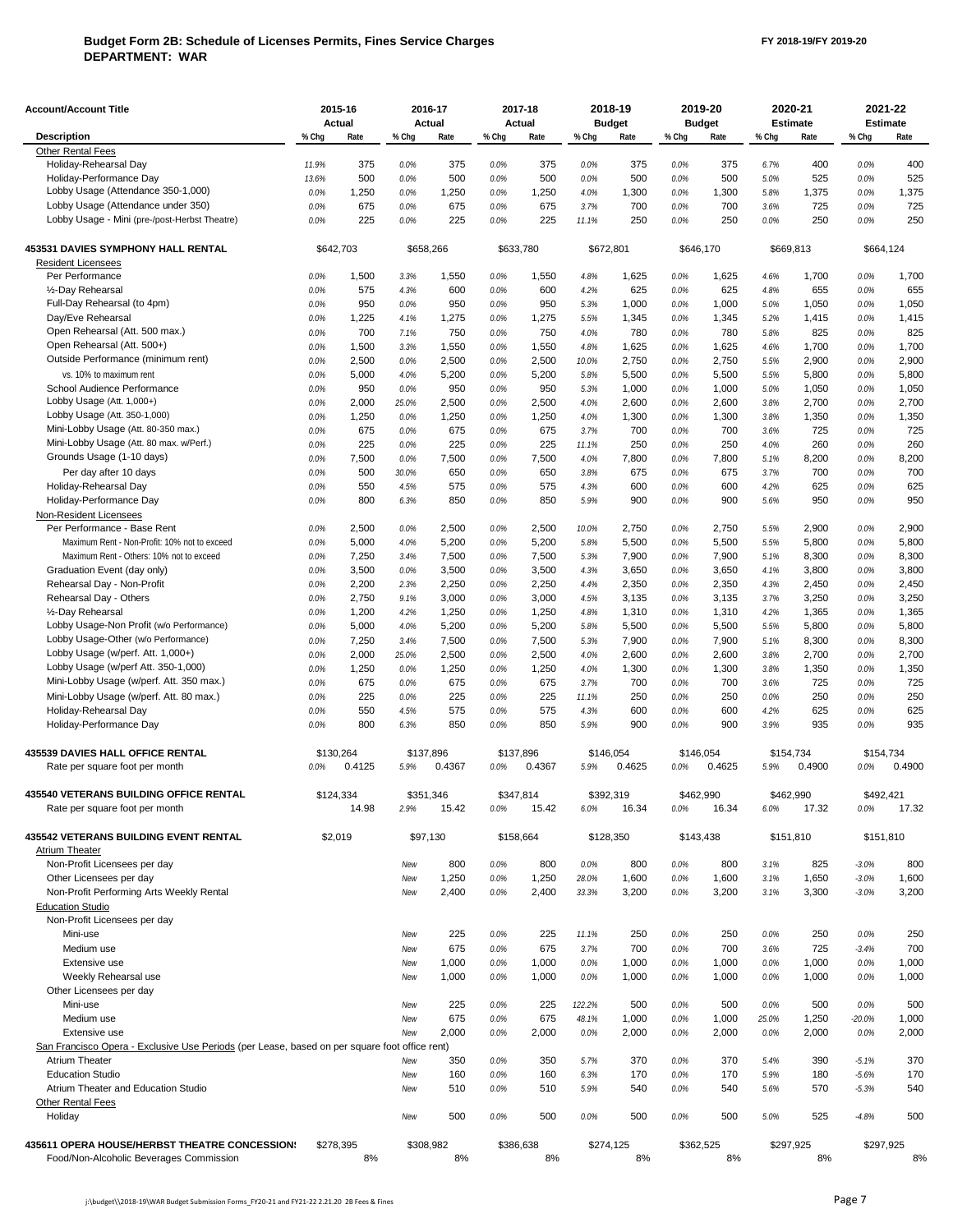**Budget Form 2B: Schedule of Licenses Permits, Fines Service Charges**
**DEPARTMENT: WAR**

FY 2018-19/FY 2019-20

| Account/Account Title | 2015-16 Actual | | 2016-17 Actual | | 2017-18 Actual | | 2018-19 Budget | | 2019-20 Budget | | 2020-21 Estimate | | 2021-22 Estimate | |
|---|---|---|---|---|---|---|---|---|---|---|---|---|---|---|
| **Description** | % Chg | Rate | % Chg | Rate | % Chg | Rate | % Chg | Rate | % Chg | Rate | % Chg | Rate | % Chg | Rate |
| Other Rental Fees | | | | | | | | | | | | | | |
| Holiday-Rehearsal Day | 11.9% | 375 | 0.0% | 375 | 0.0% | 375 | 0.0% | 375 | 0.0% | 375 | 6.7% | 400 | 0.0% | 400 |
| Holiday-Performance Day | 13.6% | 500 | 0.0% | 500 | 0.0% | 500 | 0.0% | 500 | 0.0% | 500 | 5.0% | 525 | 0.0% | 525 |
| Lobby Usage (Attendance 350-1,000) | 0.0% | 1,250 | 0.0% | 1,250 | 0.0% | 1,250 | 4.0% | 1,300 | 0.0% | 1,300 | 5.8% | 1,375 | 0.0% | 1,375 |
| Lobby Usage (Attendance under 350) | 0.0% | 675 | 0.0% | 675 | 0.0% | 675 | 3.7% | 700 | 0.0% | 700 | 3.6% | 725 | 0.0% | 725 |
| Lobby Usage - Mini (pre-/post-Herbst Theatre) | 0.0% | 225 | 0.0% | 225 | 0.0% | 225 | 11.1% | 250 | 0.0% | 250 | 0.0% | 250 | 0.0% | 250 |
| **453531 DAVIES SYMPHONY HALL RENTAL** | $642,703 | | $658,266 | | $633,780 | | $672,801 | | $646,170 | | $669,813 | | $664,124 | |
| Resident Licensees | | | | | | | | | | | | | | |
| Per Performance | 0.0% | 1,500 | 3.3% | 1,550 | 0.0% | 1,550 | 4.8% | 1,625 | 0.0% | 1,625 | 4.6% | 1,700 | 0.0% | 1,700 |
| ½-Day Rehearsal | 0.0% | 575 | 4.3% | 600 | 0.0% | 600 | 4.2% | 625 | 0.0% | 625 | 4.8% | 655 | 0.0% | 655 |
| Full-Day Rehearsal (to 4pm) | 0.0% | 950 | 0.0% | 950 | 0.0% | 950 | 5.3% | 1,000 | 0.0% | 1,000 | 5.0% | 1,050 | 0.0% | 1,050 |
| Day/Eve Rehearsal | 0.0% | 1,225 | 4.1% | 1,275 | 0.0% | 1,275 | 5.5% | 1,345 | 0.0% | 1,345 | 5.2% | 1,415 | 0.0% | 1,415 |
| Open Rehearsal (Att. 500 max.) | 0.0% | 700 | 7.1% | 750 | 0.0% | 750 | 4.0% | 780 | 0.0% | 780 | 5.8% | 825 | 0.0% | 825 |
| Open Rehearsal (Att. 500+) | 0.0% | 1,500 | 3.3% | 1,550 | 0.0% | 1,550 | 4.8% | 1,625 | 0.0% | 1,625 | 4.6% | 1,700 | 0.0% | 1,700 |
| Outside Performance (minimum rent) | 0.0% | 2,500 | 0.0% | 2,500 | 0.0% | 2,500 | 10.0% | 2,750 | 0.0% | 2,750 | 5.5% | 2,900 | 0.0% | 2,900 |
| vs. 10% to maximum rent | 0.0% | 5,000 | 4.0% | 5,200 | 0.0% | 5,200 | 5.8% | 5,500 | 0.0% | 5,500 | 5.5% | 5,800 | 0.0% | 5,800 |
| School Audience Performance | 0.0% | 950 | 0.0% | 950 | 0.0% | 950 | 5.3% | 1,000 | 0.0% | 1,000 | 5.0% | 1,050 | 0.0% | 1,050 |
| Lobby Usage (Att. 1,000+) | 0.0% | 2,000 | 25.0% | 2,500 | 0.0% | 2,500 | 4.0% | 2,600 | 0.0% | 2,600 | 3.8% | 2,700 | 0.0% | 2,700 |
| Lobby Usage (Att. 350-1,000) | 0.0% | 1,250 | 0.0% | 1,250 | 0.0% | 1,250 | 4.0% | 1,300 | 0.0% | 1,300 | 3.8% | 1,350 | 0.0% | 1,350 |
| Mini-Lobby Usage (Att. 80-350 max.) | 0.0% | 675 | 0.0% | 675 | 0.0% | 675 | 3.7% | 700 | 0.0% | 700 | 3.6% | 725 | 0.0% | 725 |
| Mini-Lobby Usage (Att. 80 max. w/Perf.) | 0.0% | 225 | 0.0% | 225 | 0.0% | 225 | 11.1% | 250 | 0.0% | 250 | 4.0% | 260 | 0.0% | 260 |
| Grounds Usage (1-10 days) | 0.0% | 7,500 | 0.0% | 7,500 | 0.0% | 7,500 | 4.0% | 7,800 | 0.0% | 7,800 | 5.1% | 8,200 | 0.0% | 8,200 |
| Per day after 10 days | 0.0% | 500 | 30.0% | 650 | 0.0% | 650 | 3.8% | 675 | 0.0% | 675 | 3.7% | 700 | 0.0% | 700 |
| Holiday-Rehearsal Day | 0.0% | 550 | 4.5% | 575 | 0.0% | 575 | 4.3% | 600 | 0.0% | 600 | 4.2% | 625 | 0.0% | 625 |
| Holiday-Performance Day | 0.0% | 800 | 6.3% | 850 | 0.0% | 850 | 5.9% | 900 | 0.0% | 900 | 5.6% | 950 | 0.0% | 950 |
| Non-Resident Licensees | | | | | | | | | | | | | | |
| Per Performance - Base Rent | 0.0% | 2,500 | 0.0% | 2,500 | 0.0% | 2,500 | 10.0% | 2,750 | 0.0% | 2,750 | 5.5% | 2,900 | 0.0% | 2,900 |
| Maximum Rent - Non-Profit: 10% not to exceed | 0.0% | 5,000 | 4.0% | 5,200 | 0.0% | 5,200 | 5.8% | 5,500 | 0.0% | 5,500 | 5.5% | 5,800 | 0.0% | 5,800 |
| Maximum Rent - Others: 10% not to exceed | 0.0% | 7,250 | 3.4% | 7,500 | 0.0% | 7,500 | 5.3% | 7,900 | 0.0% | 7,900 | 5.1% | 8,300 | 0.0% | 8,300 |
| Graduation Event (day only) | 0.0% | 3,500 | 0.0% | 3,500 | 0.0% | 3,500 | 4.3% | 3,650 | 0.0% | 3,650 | 4.1% | 3,800 | 0.0% | 3,800 |
| Rehearsal Day - Non-Profit | 0.0% | 2,200 | 2.3% | 2,250 | 0.0% | 2,250 | 4.4% | 2,350 | 0.0% | 2,350 | 4.3% | 2,450 | 0.0% | 2,450 |
| Rehearsal Day - Others | 0.0% | 2,750 | 9.1% | 3,000 | 0.0% | 3,000 | 4.5% | 3,135 | 0.0% | 3,135 | 3.7% | 3,250 | 0.0% | 3,250 |
| ½-Day Rehearsal | 0.0% | 1,200 | 4.2% | 1,250 | 0.0% | 1,250 | 4.8% | 1,310 | 0.0% | 1,310 | 4.2% | 1,365 | 0.0% | 1,365 |
| Lobby Usage-Non Profit (w/o Performance) | 0.0% | 5,000 | 4.0% | 5,200 | 0.0% | 5,200 | 5.8% | 5,500 | 0.0% | 5,500 | 5.5% | 5,800 | 0.0% | 5,800 |
| Lobby Usage-Other (w/o Performance) | 0.0% | 7,250 | 3.4% | 7,500 | 0.0% | 7,500 | 5.3% | 7,900 | 0.0% | 7,900 | 5.1% | 8,300 | 0.0% | 8,300 |
| Lobby Usage (w/perf. Att. 1,000+) | 0.0% | 2,000 | 25.0% | 2,500 | 0.0% | 2,500 | 4.0% | 2,600 | 0.0% | 2,600 | 3.8% | 2,700 | 0.0% | 2,700 |
| Lobby Usage (w/perf Att. 350-1,000) | 0.0% | 1,250 | 0.0% | 1,250 | 0.0% | 1,250 | 4.0% | 1,300 | 0.0% | 1,300 | 3.8% | 1,350 | 0.0% | 1,350 |
| Mini-Lobby Usage (w/perf. Att. 350 max.) | 0.0% | 675 | 0.0% | 675 | 0.0% | 675 | 3.7% | 700 | 0.0% | 700 | 3.6% | 725 | 0.0% | 725 |
| Mini-Lobby Usage (w/perf. Att. 80 max.) | 0.0% | 225 | 0.0% | 225 | 0.0% | 225 | 11.1% | 250 | 0.0% | 250 | 0.0% | 250 | 0.0% | 250 |
| Holiday-Rehearsal Day | 0.0% | 550 | 4.5% | 575 | 0.0% | 575 | 4.3% | 600 | 0.0% | 600 | 4.2% | 625 | 0.0% | 625 |
| Holiday-Performance Day | 0.0% | 800 | 6.3% | 850 | 0.0% | 850 | 5.9% | 900 | 0.0% | 900 | 3.9% | 935 | 0.0% | 935 |
| **435539 DAVIES HALL OFFICE RENTAL** | $130,264 | | $137,896 | | $137,896 | | $146,054 | | $146,054 | | $154,734 | | $154,734 | |
| Rate per square foot per month | 0.0% | 0.4125 | 5.9% | 0.4367 | 0.0% | 0.4367 | 5.9% | 0.4625 | 0.0% | 0.4625 | 5.9% | 0.4900 | 0.0% | 0.4900 |
| **435540 VETERANS BUILDING OFFICE RENTAL** | $124,334 | | $351,346 | | $347,814 | | $392,319 | | $462,990 | | $462,990 | | $492,421 | |
| Rate per square foot per month | | 14.98 | 2.9% | 15.42 | 0.0% | 15.42 | 6.0% | 16.34 | 0.0% | 16.34 | 6.0% | 17.32 | 0.0% | 17.32 |
| **435542 VETERANS BUILDING EVENT RENTAL** | $2,019 | | $97,130 | | $158,664 | | $128,350 | | $143,438 | | $151,810 | | $151,810 | |
| Atrium Theater | | | | | | | | | | | | | | |
| Non-Profit Licensees per day | | | New | 800 | 0.0% | 800 | 0.0% | 800 | 0.0% | 800 | 3.1% | 825 | -3.0% | 800 |
| Other Licensees per day | | | New | 1,250 | 0.0% | 1,250 | 28.0% | 1,600 | 0.0% | 1,600 | 3.1% | 1,650 | -3.0% | 1,600 |
| Non-Profit Performing Arts Weekly Rental | | | New | 2,400 | 0.0% | 2,400 | 33.3% | 3,200 | 0.0% | 3,200 | 3.1% | 3,300 | -3.0% | 3,200 |
| Education Studio | | | | | | | | | | | | | | |
| Non-Profit Licensees per day | | | | | | | | | | | | | | |
| Mini-use | | | New | 225 | 0.0% | 225 | 11.1% | 250 | 0.0% | 250 | 0.0% | 250 | 0.0% | 250 |
| Medium use | | | New | 675 | 0.0% | 675 | 3.7% | 700 | 0.0% | 700 | 3.6% | 725 | -3.4% | 700 |
| Extensive use | | | New | 1,000 | 0.0% | 1,000 | 0.0% | 1,000 | 0.0% | 1,000 | 0.0% | 1,000 | 0.0% | 1,000 |
| Weekly Rehearsal use | | | New | 1,000 | 0.0% | 1,000 | 0.0% | 1,000 | 0.0% | 1,000 | 0.0% | 1,000 | 0.0% | 1,000 |
| Other Licensees per day | | | | | | | | | | | | | | |
| Mini-use | | | New | 225 | 0.0% | 225 | 122.2% | 500 | 0.0% | 500 | 0.0% | 500 | 0.0% | 500 |
| Medium use | | | New | 675 | 0.0% | 675 | 48.1% | 1,000 | 0.0% | 1,000 | 25.0% | 1,250 | -20.0% | 1,000 |
| Extensive use | | | New | 2,000 | 0.0% | 2,000 | 0.0% | 2,000 | 0.0% | 2,000 | 0.0% | 2,000 | 0.0% | 2,000 |
| San Francisco Opera - Exclusive Use Periods (per Lease, based on per square foot office rent) | | | | | | | | | | | | | | |
| Atrium Theater | | | New | 350 | 0.0% | 350 | 5.7% | 370 | 0.0% | 370 | 5.4% | 390 | -5.1% | 370 |
| Education Studio | | | New | 160 | 0.0% | 160 | 6.3% | 170 | 0.0% | 170 | 5.9% | 180 | -5.6% | 170 |
| Atrium Theater and Education Studio | | | New | 510 | 0.0% | 510 | 5.9% | 540 | 0.0% | 540 | 5.6% | 570 | -5.3% | 540 |
| Other Rental Fees | | | | | | | | | | | | | | |
| Holiday | | | New | 500 | 0.0% | 500 | 0.0% | 500 | 0.0% | 500 | 5.0% | 525 | -4.8% | 500 |
| **435611 OPERA HOUSE/HERBST THEATRE CONCESSIONS** | $278,395 | | $308,982 | | $386,638 | | $274,125 | | $362,525 | | $297,925 | | $297,925 | |
| Food/Non-Alcoholic Beverages Commission | | 8% | | 8% | | 8% | | 8% | | 8% | | 8% | | 8% |

j:\budget\\2018-19\WAR Budget Submission Forms_FY20-21 and FY21-22 2.21.20 2B Fees & Fines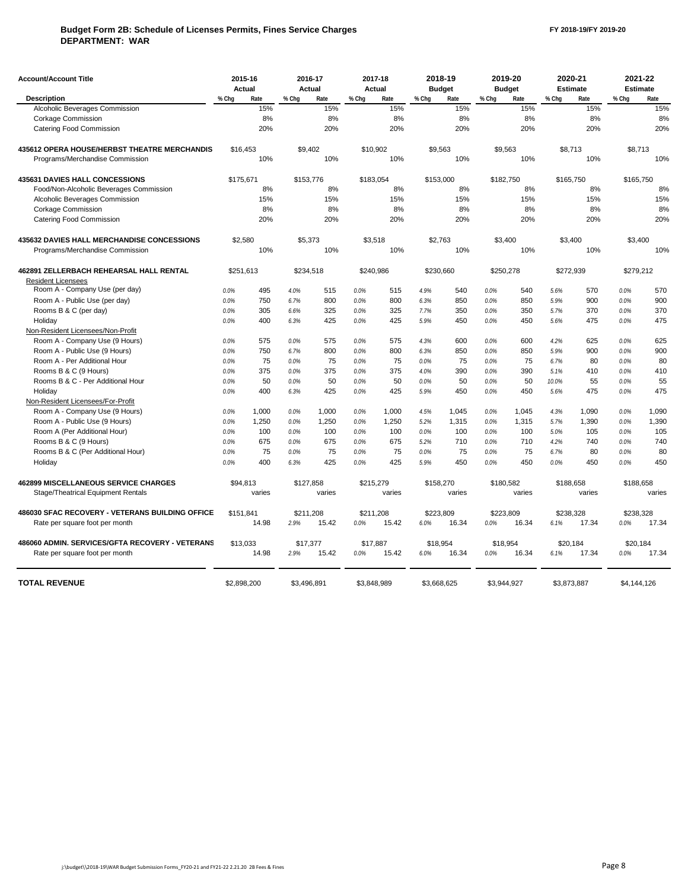**Budget Form 2B: Schedule of Licenses Permits, Fines Service Charges** FY 2018-19/FY 2019-20
**DEPARTMENT: WAR**

| Account/Account Title | 2015-16 Actual | | 2016-17 Actual | | 2017-18 Actual | | 2018-19 Budget | | 2019-20 Budget | | 2020-21 Estimate | | 2021-22 Estimate | |
|---|---|---|---|---|---|---|---|---|---|---|---|---|---|---|
| **Description** | % Chg | Rate | % Chg | Rate | % Chg | Rate | % Chg | Rate | % Chg | Rate | % Chg | Rate | % Chg | Rate |
| Alcoholic Beverages Commission | | 15% | | 15% | | 15% | | 15% | | 15% | | 15% | | 15% |
| Corkage Commission | | 8% | | 8% | | 8% | | 8% | | 8% | | 8% | | 8% |
| Catering Food Commission | | 20% | | 20% | | 20% | | 20% | | 20% | | 20% | | 20% |
| **435612 OPERA HOUSE/HERBST THEATRE MERCHANDIS** | $16,453 | | $9,402 | | $10,902 | | $9,563 | | $9,563 | | $8,713 | | $8,713 | |
| Programs/Merchandise Commission | | 10% | | 10% | | 10% | | 10% | | 10% | | 10% | | 10% |
| **435631 DAVIES HALL CONCESSIONS** | $175,671 | | $153,776 | | $183,054 | | $153,000 | | $182,750 | | $165,750 | | $165,750 | |
| Food/Non-Alcoholic Beverages Commission | | 8% | | 8% | | 8% | | 8% | | 8% | | 8% | | 8% |
| Alcoholic Beverages Commission | | 15% | | 15% | | 15% | | 15% | | 15% | | 15% | | 15% |
| Corkage Commission | | 8% | | 8% | | 8% | | 8% | | 8% | | 8% | | 8% |
| Catering Food Commission | | 20% | | 20% | | 20% | | 20% | | 20% | | 20% | | 20% |
| **435632 DAVIES HALL MERCHANDISE CONCESSIONS** | $2,580 | | $5,373 | | $3,518 | | $2,763 | | $3,400 | | $3,400 | | $3,400 | |
| Programs/Merchandise Commission | | 10% | | 10% | | 10% | | 10% | | 10% | | 10% | | 10% |
| **462891 ZELLERBACH REHEARSAL HALL RENTAL** | $251,613 | | $234,518 | | $240,986 | | $230,660 | | $250,278 | | $272,939 | | $279,212 | |
| Resident Licensees | | | | | | | | | | | | | | |
| Room A - Company Use (per day) | 0.0% | 495 | 4.0% | 515 | 0.0% | 515 | 4.9% | 540 | 0.0% | 540 | 5.6% | 570 | 0.0% | 570 |
| Room A - Public Use (per day) | 0.0% | 750 | 6.7% | 800 | 0.0% | 800 | 6.3% | 850 | 0.0% | 850 | 5.9% | 900 | 0.0% | 900 |
| Rooms B & C (per day) | 0.0% | 305 | 6.6% | 325 | 0.0% | 325 | 7.7% | 350 | 0.0% | 350 | 5.7% | 370 | 0.0% | 370 |
| Holiday | 0.0% | 400 | 6.3% | 425 | 0.0% | 425 | 5.9% | 450 | 0.0% | 450 | 5.6% | 475 | 0.0% | 475 |
| Non-Resident Licensees/Non-Profit | | | | | | | | | | | | | | |
| Room A - Company Use (9 Hours) | 0.0% | 575 | 0.0% | 575 | 0.0% | 575 | 4.3% | 600 | 0.0% | 600 | 4.2% | 625 | 0.0% | 625 |
| Room A - Public Use (9 Hours) | 0.0% | 750 | 6.7% | 800 | 0.0% | 800 | 6.3% | 850 | 0.0% | 850 | 5.9% | 900 | 0.0% | 900 |
| Room A - Per Additional Hour | 0.0% | 75 | 0.0% | 75 | 0.0% | 75 | 0.0% | 75 | 0.0% | 75 | 6.7% | 80 | 0.0% | 80 |
| Rooms B & C (9 Hours) | 0.0% | 375 | 0.0% | 375 | 0.0% | 375 | 4.0% | 390 | 0.0% | 390 | 5.1% | 410 | 0.0% | 410 |
| Rooms B & C - Per Additional Hour | 0.0% | 50 | 0.0% | 50 | 0.0% | 50 | 0.0% | 50 | 0.0% | 50 | 10.0% | 55 | 0.0% | 55 |
| Holiday | 0.0% | 400 | 6.3% | 425 | 0.0% | 425 | 5.9% | 450 | 0.0% | 450 | 5.6% | 475 | 0.0% | 475 |
| Non-Resident Licensees/For-Profit | | | | | | | | | | | | | | |
| Room A - Company Use (9 Hours) | 0.0% | 1,000 | 0.0% | 1,000 | 0.0% | 1,000 | 4.5% | 1,045 | 0.0% | 1,045 | 4.3% | 1,090 | 0.0% | 1,090 |
| Room A - Public Use (9 Hours) | 0.0% | 1,250 | 0.0% | 1,250 | 0.0% | 1,250 | 5.2% | 1,315 | 0.0% | 1,315 | 5.7% | 1,390 | 0.0% | 1,390 |
| Room A (Per Additional Hour) | 0.0% | 100 | 0.0% | 100 | 0.0% | 100 | 0.0% | 100 | 0.0% | 100 | 5.0% | 105 | 0.0% | 105 |
| Rooms B & C (9 Hours) | 0.0% | 675 | 0.0% | 675 | 0.0% | 675 | 5.2% | 710 | 0.0% | 710 | 4.2% | 740 | 0.0% | 740 |
| Rooms B & C (Per Additional Hour) | 0.0% | 75 | 0.0% | 75 | 0.0% | 75 | 0.0% | 75 | 0.0% | 75 | 6.7% | 80 | 0.0% | 80 |
| Holiday | 0.0% | 400 | 6.3% | 425 | 0.0% | 425 | 5.9% | 450 | 0.0% | 450 | 0.0% | 450 | 0.0% | 450 |
| **462899 MISCELLANEOUS SERVICE CHARGES** | $94,813 | | $127,858 | | $215,279 | | $158,270 | | $180,582 | | $188,658 | | $188,658 | |
| Stage/Theatrical Equipment Rentals | | varies | | varies | | varies | | varies | | varies | | varies | | varies |
| **486030 SFAC RECOVERY - VETERANS BUILDING OFFICE** | $151,841 | | $211,208 | | $211,208 | | $223,809 | | $223,809 | | $238,328 | | $238,328 | |
| Rate per square foot per month | | 14.98 | 2.9% | 15.42 | 0.0% | 15.42 | 6.0% | 16.34 | 0.0% | 16.34 | 6.1% | 17.34 | 0.0% | 17.34 |
| **486060 ADMIN. SERVICES/GFTA RECOVERY - VETERANS** | $13,033 | | $17,377 | | $17,887 | | $18,954 | | $18,954 | | $20,184 | | $20,184 | |
| Rate per square foot per month | | 14.98 | 2.9% | 15.42 | 0.0% | 15.42 | 6.0% | 16.34 | 0.0% | 16.34 | 6.1% | 17.34 | 0.0% | 17.34 |
| **TOTAL REVENUE** | $2,898,200 | | $3,496,891 | | $3,848,989 | | $3,668,625 | | $3,944,927 | | $3,873,887 | | $4,144,126 | |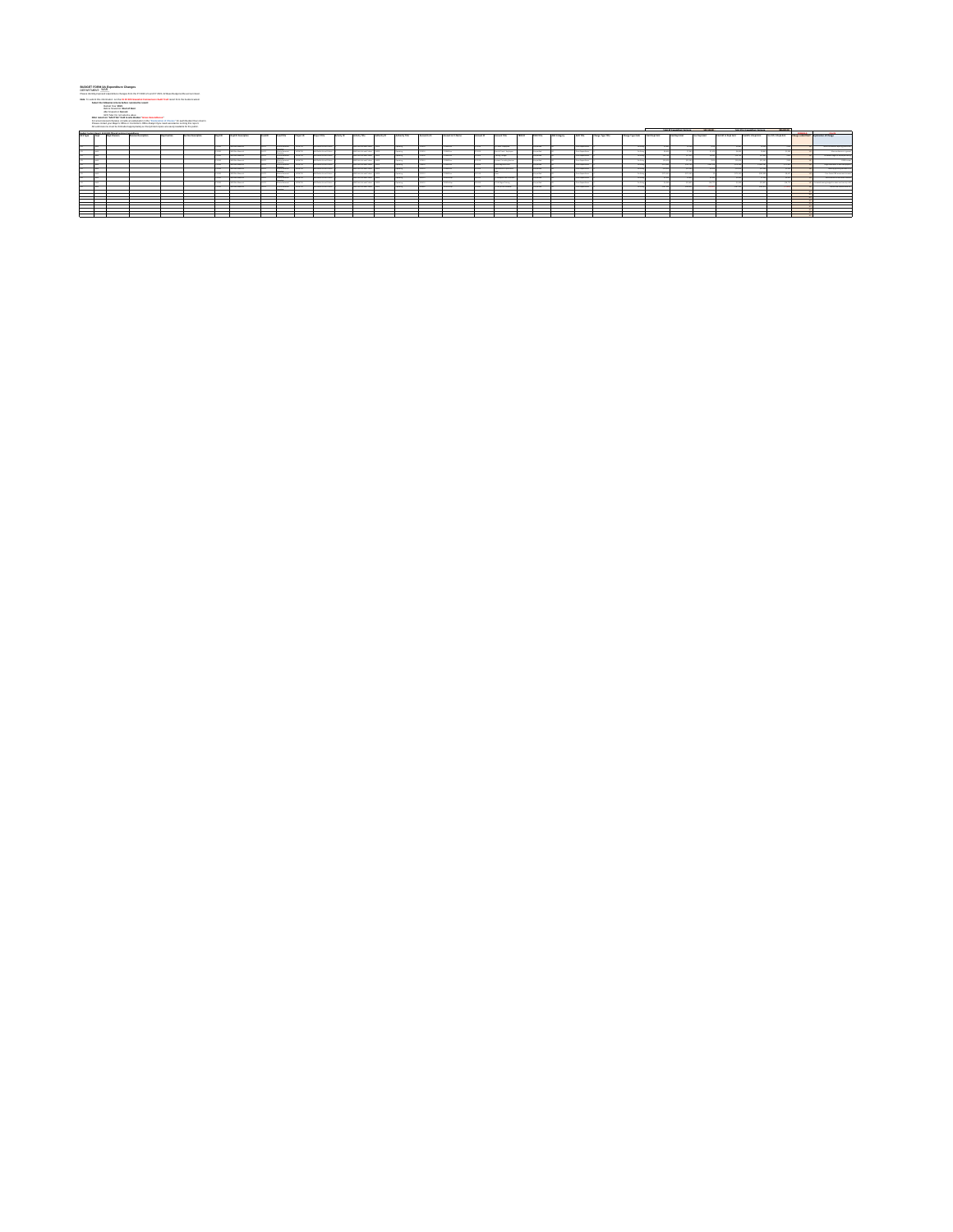**BUDGET FORM 5A Expenditure Changes**

DEPARTMENT: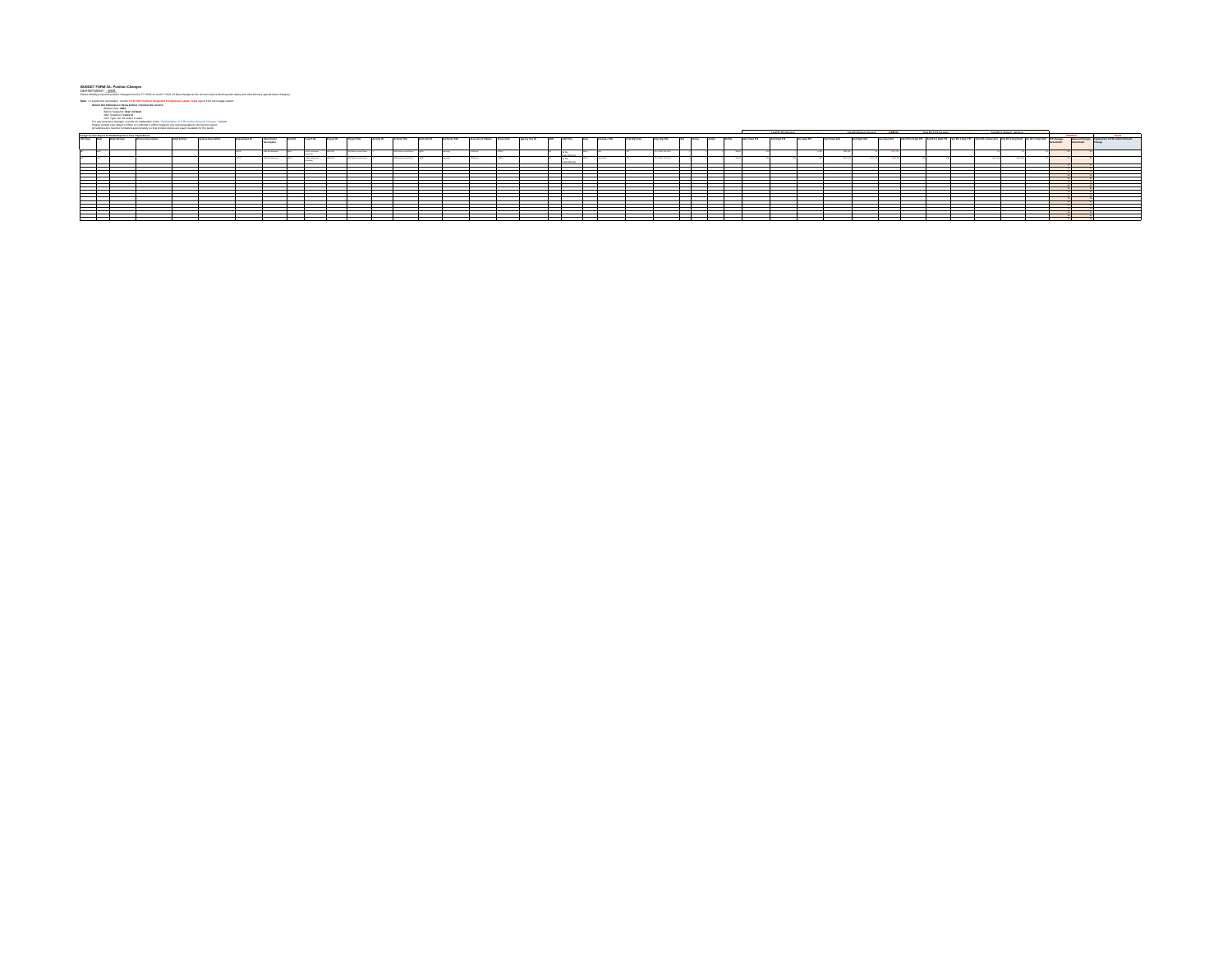**BUDGET FORM 5A: Position Changes**

DEPARTMENT: